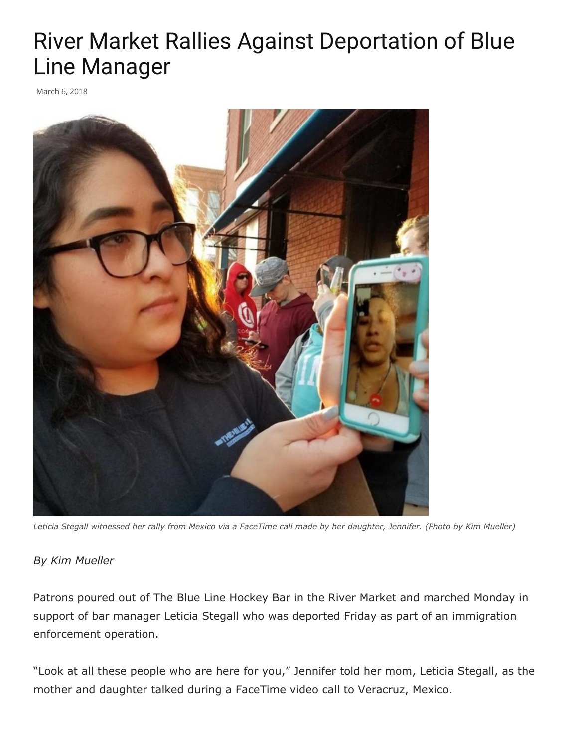# River Market Rallies Against Deportation of Blue Line Manager

March 6, 2018

*Leticia Stegall witnessed her rally from Mexico via a FaceTime call made by her daughter, Jennifer. (Photo by Kim Mueller)*

*By Kim Mueller*

Patrons poured out of The Blue Line Hockey Bar in the River Market and marched Monday in support of bar manager Leticia Stegall who was deported Friday as part of an immigration enforcement operation.

"Look at all these people who are here for you," Jennifer told her mom, Leticia Stegall, as the mother and daughter talked during a FaceTime video call to Veracruz, Mexico.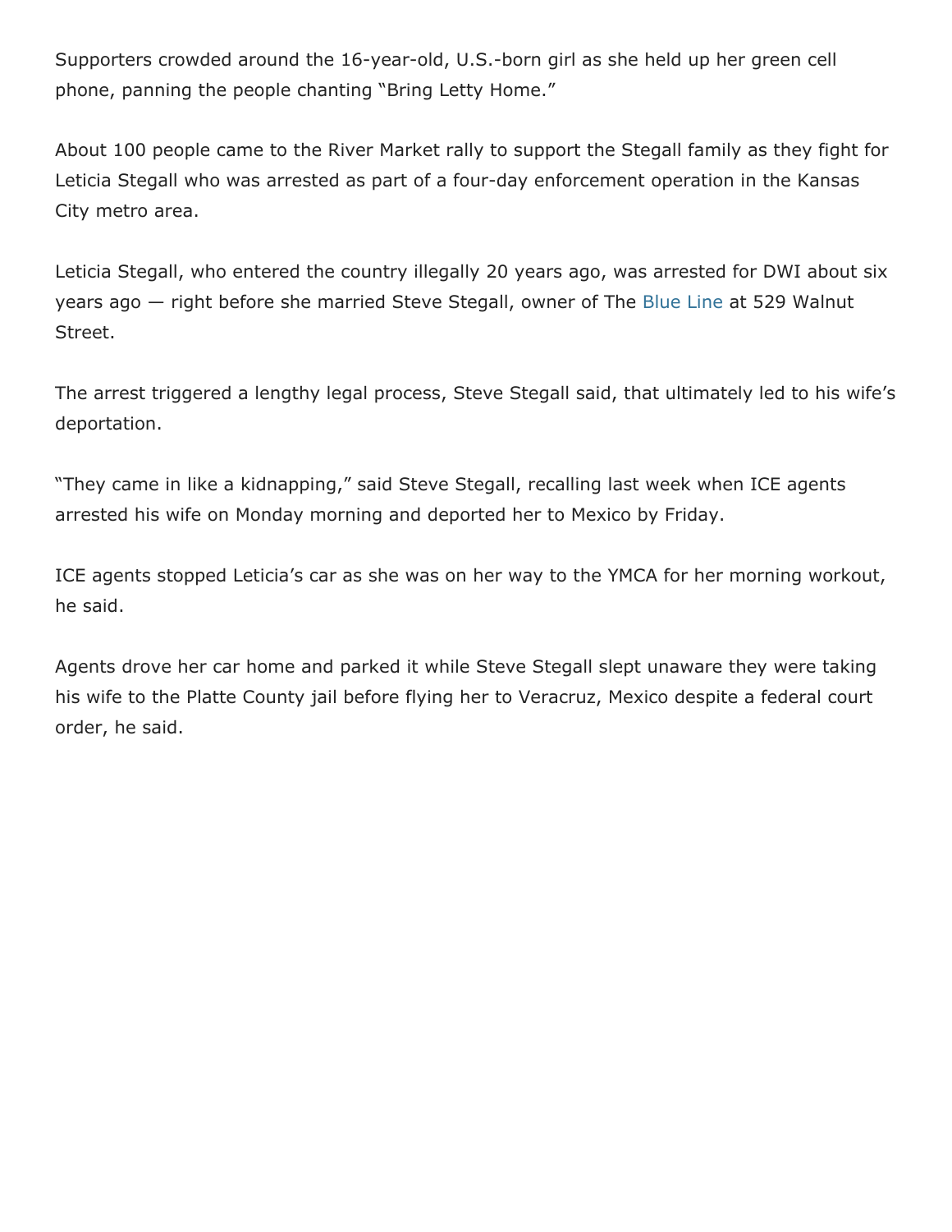Supporters crowded around the 16-year-old, U.S.-born girl as she held up her green cell phone, panning the people chanting "Bring Letty Home."

About 100 people came to the River Market rally to support the Stegall family as they fight for Leticia Stegall who was arrested as part of a four-day enforcement operation in the Kansas City metro area.

Leticia Stegall, who entered the country illegally 20 years ago, was arrested for DWI about six years ago — right before she married Steve Stegall, owner of The Blue Line at 529 Walnut Street.

The arrest triggered a lengthy legal process, Steve Stegall said, that ultimately led to his wife's deportation.

"They came in like a kidnapping," said Steve Stegall, recalling last week when ICE agents arrested his wife on Monday morning and deported her to Mexico by Friday.

ICE agents stopped Leticia's car as she was on her way to the YMCA for her morning workout, he said.

Agents drove her car home and parked it while Steve Stegall slept unaware they were taking his wife to the Platte County jail before flying her to Veracruz, Mexico despite a federal court order, he said.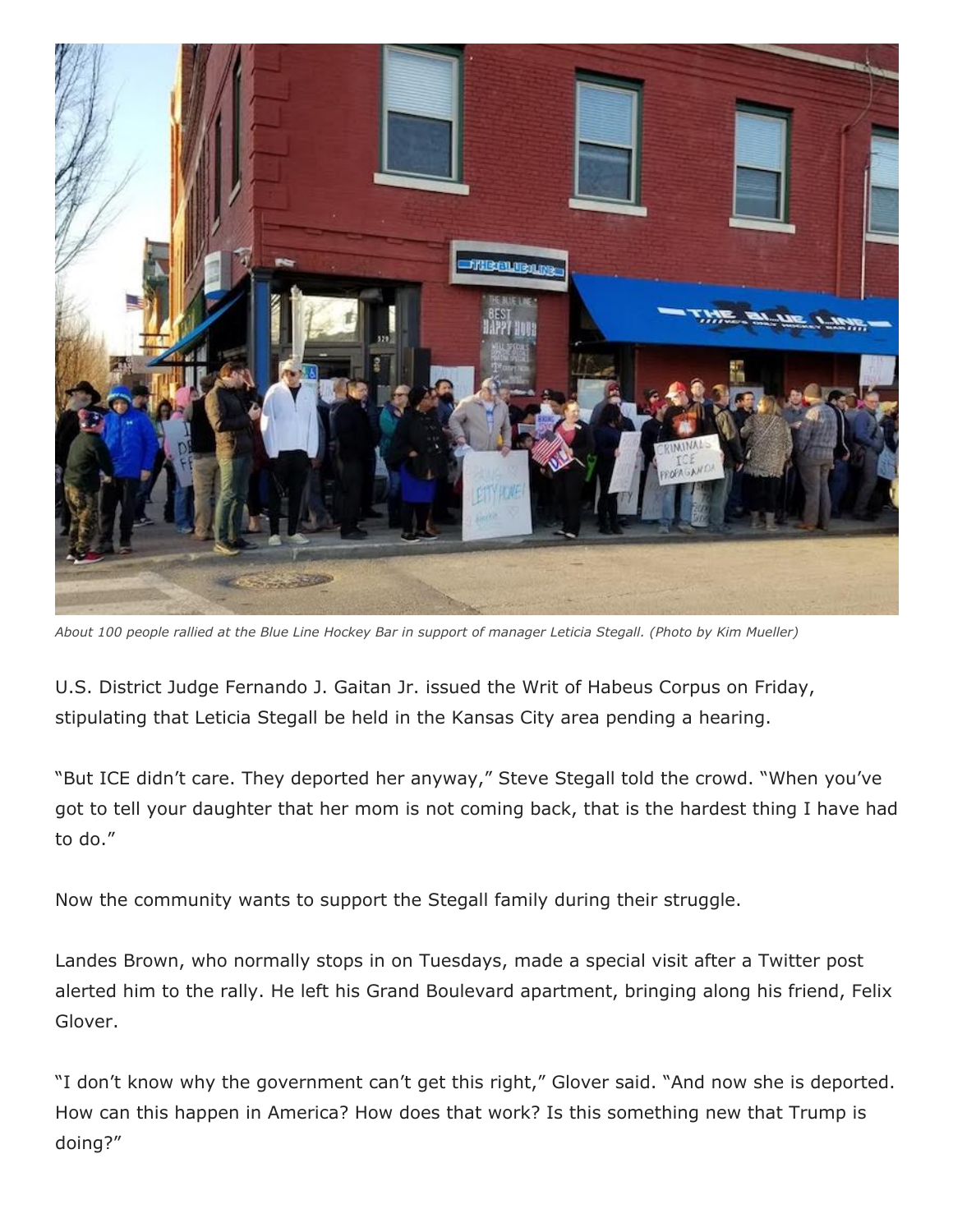*About 100 people rallied at the Blue Line Hockey Bar in support of manager Leticia Stegall. (Photo by Kim Mueller)*

U.S. District Judge Fernando J. Gaitan Jr. issued the Writ of Habeus Corpus on Friday, stipulating that Leticia Stegall be held in the Kansas City area pending a hearing.

"But ICE didn't care. They deported her anyway," Steve Stegall told the crowd. "When you've got to tell your daughter that her mom is not coming back, that is the hardest thing I have had to do."

Now the community wants to support the Stegall family during their struggle.

Landes Brown, who normally stops in on Tuesdays, made a special visit after a Twitter post alerted him to the rally. He left his Grand Boulevard apartment, bringing along his friend, Felix Glover.

"I don't know why the government can't get this right," Glover said. "And now she is deported. How can this happen in America? How does that work? Is this something new that Trump is doing?"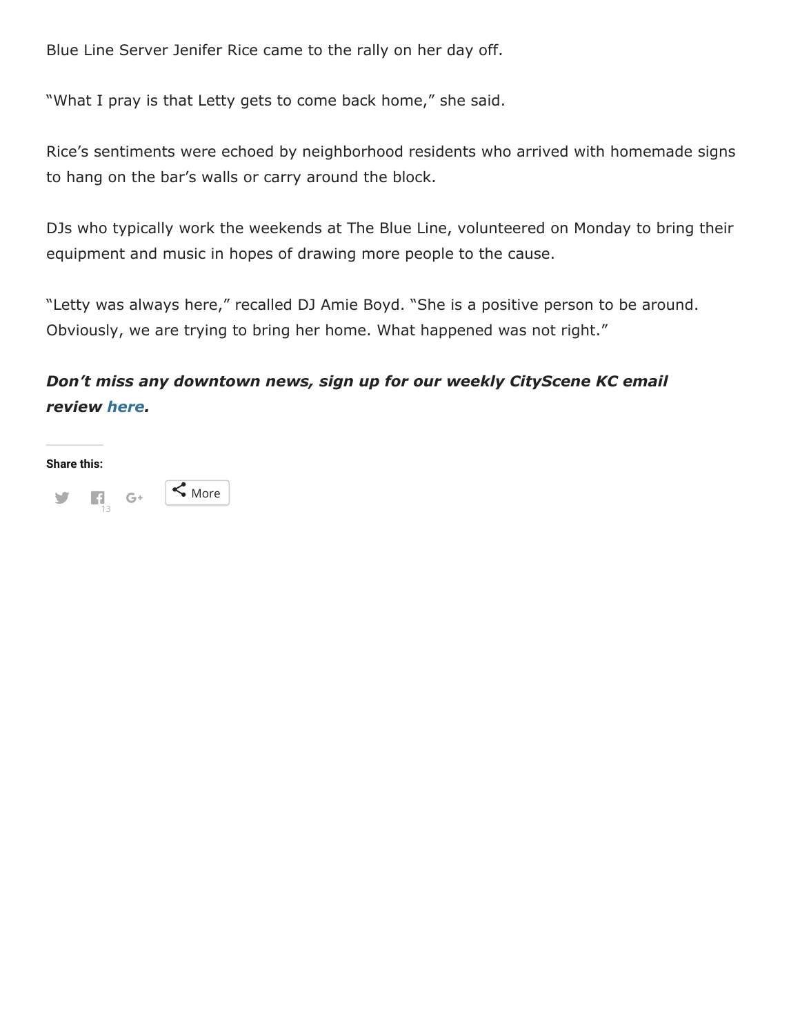Blue Line Server Jenifer Rice came to the rally on her day off.

“What I pray is that Letty gets to come back home,” she said.

Rice’s sentiments were echoed by neighborhood residents who arrived with homemade signs to hang on the bar’s walls or carry around the block.

DJs who typically work the weekends at The Blue Line, volunteered on Monday to bring their equipment and music in hopes of drawing more people to the cause.

“Letty was always here,” recalled DJ Amie Boyd. “She is a positive person to be around. Obviously, we are trying to bring her home. What happened was not right.”

***Don’t miss any downtown news, sign up for our weekly CityScene KC email review here.***

**Share this:**

13

More